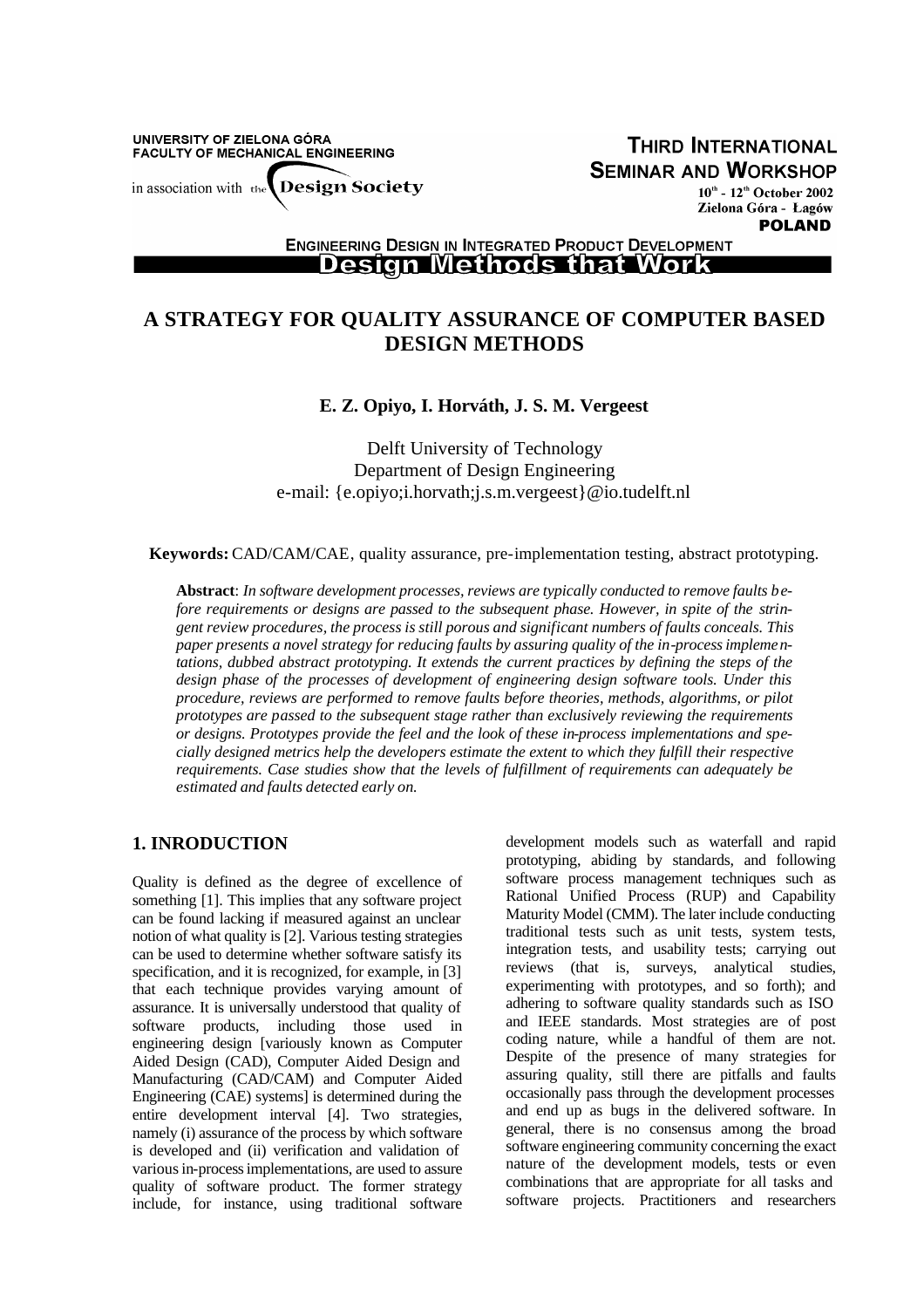UNIVERSITY OF ZIELONA GÓRA
FACULTY OF MECHANICAL ENGINEERING

in association with the Design Society

THIRD INTERNATIONAL SEMINAR AND WORKSHOP
10th - 12th October 2002
Zielona Góra - Łagów
POLAND

ENGINEERING DESIGN IN INTEGRATED PRODUCT DEVELOPMENT
Design Methods that Work

# A STRATEGY FOR QUALITY ASSURANCE OF COMPUTER BASED DESIGN METHODS

**E. Z. Opiyo, I. Horváth, J. S. M. Vergeest**

Delft University of Technology
Department of Design Engineering
e-mail: {e.opiyo;i.horvath;j.s.m.vergeest}@io.tudelft.nl

**Keywords:** CAD/CAM/CAE, quality assurance, pre-implementation testing, abstract prototyping.

**Abstract**: *In software development processes, reviews are typically conducted to remove faults before requirements or designs are passed to the subsequent phase. However, in spite of the stringent review procedures, the process is still porous and significant numbers of faults conceals. This paper presents a novel strategy for reducing faults by assuring quality of the in-process implementations, dubbed abstract prototyping. It extends the current practices by defining the steps of the design phase of the processes of development of engineering design software tools. Under this procedure, reviews are performed to remove faults before theories, methods, algorithms, or pilot prototypes are passed to the subsequent stage rather than exclusively reviewing the requirements or designs. Prototypes provide the feel and the look of these in-process implementations and specially designed metrics help the developers estimate the extent to which they fulfill their respective requirements. Case studies show that the levels of fulfillment of requirements can adequately be estimated and faults detected early on.*

## 1. INRODUCTION

Quality is defined as the degree of excellence of something [1]. This implies that any software project can be found lacking if measured against an unclear notion of what quality is [2]. Various testing strategies can be used to determine whether software satisfy its specification, and it is recognized, for example, in [3] that each technique provides varying amount of assurance. It is universally understood that quality of software products, including those used in engineering design [variously known as Computer Aided Design (CAD), Computer Aided Design and Manufacturing (CAD/CAM) and Computer Aided Engineering (CAE) systems] is determined during the entire development interval [4]. Two strategies, namely (i) assurance of the process by which software is developed and (ii) verification and validation of various in-process implementations, are used to assure quality of software product. The former strategy include, for instance, using traditional software development models such as waterfall and rapid prototyping, abiding by standards, and following software process management techniques such as Rational Unified Process (RUP) and Capability Maturity Model (CMM). The later include conducting traditional tests such as unit tests, system tests, integration tests, and usability tests; carrying out reviews (that is, surveys, analytical studies, experimenting with prototypes, and so forth); and adhering to software quality standards such as ISO and IEEE standards. Most strategies are of post coding nature, while a handful of them are not. Despite of the presence of many strategies for assuring quality, still there are pitfalls and faults occasionally pass through the development processes and end up as bugs in the delivered software. In general, there is no consensus among the broad software engineering community concerning the exact nature of the development models, tests or even combinations that are appropriate for all tasks and software projects. Practitioners and researchers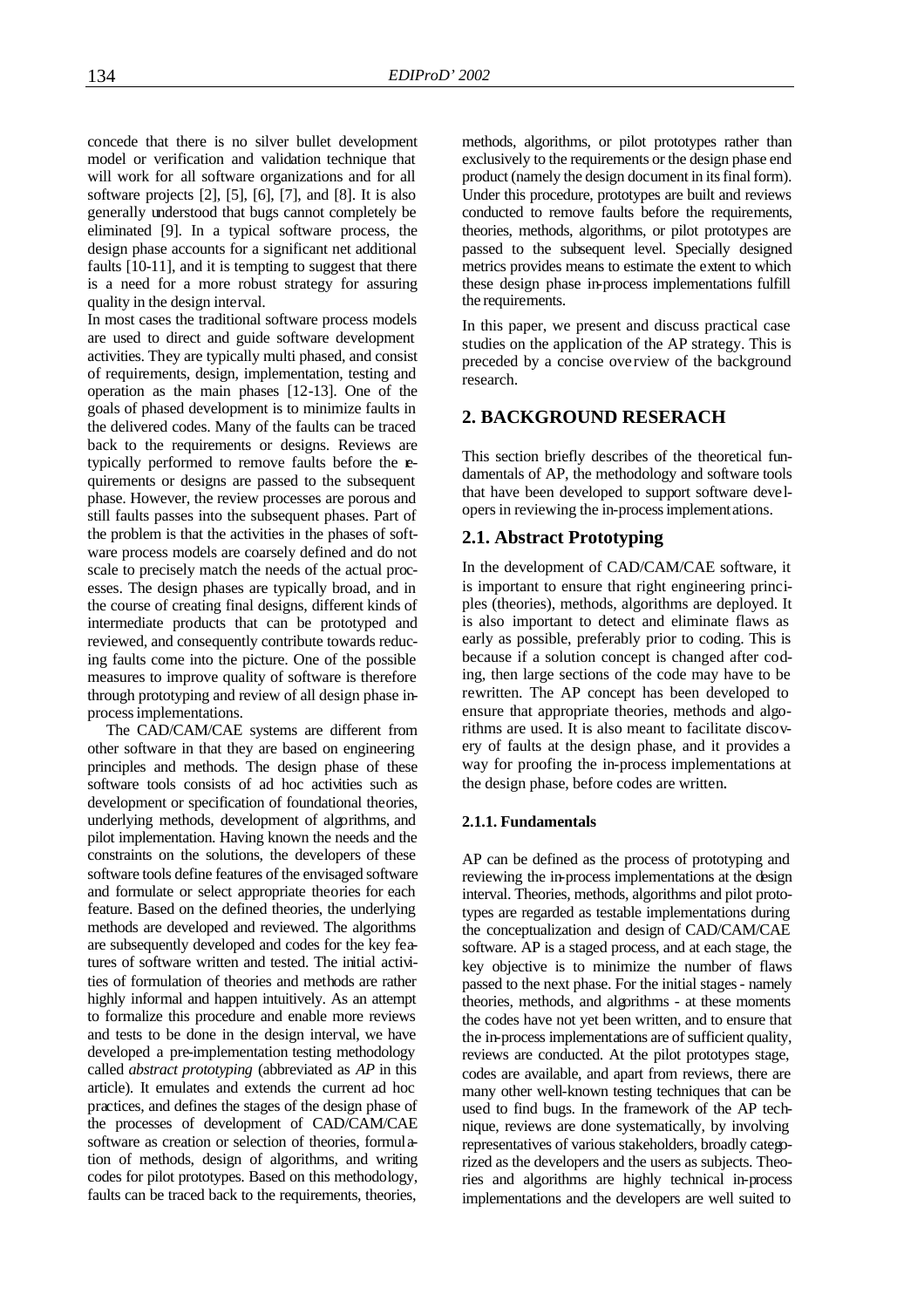concede that there is no silver bullet development model or verification and validation technique that will work for all software organizations and for all software projects [2], [5], [6], [7], and [8]. It is also generally understood that bugs cannot completely be eliminated [9]. In a typical software process, the design phase accounts for a significant net additional faults [10-11], and it is tempting to suggest that there is a need for a more robust strategy for assuring quality in the design interval.

In most cases the traditional software process models are used to direct and guide software development activities. They are typically multi phased, and consist of requirements, design, implementation, testing and operation as the main phases [12-13]. One of the goals of phased development is to minimize faults in the delivered codes. Many of the faults can be traced back to the requirements or designs. Reviews are typically performed to remove faults before the requirements or designs are passed to the subsequent phase. However, the review processes are porous and still faults passes into the subsequent phases. Part of the problem is that the activities in the phases of software process models are coarsely defined and do not scale to precisely match the needs of the actual processes. The design phases are typically broad, and in the course of creating final designs, different kinds of intermediate products that can be prototyped and reviewed, and consequently contribute towards reducing faults come into the picture. One of the possible measures to improve quality of software is therefore through prototyping and review of all design phase in-process implementations.

The CAD/CAM/CAE systems are different from other software in that they are based on engineering principles and methods. The design phase of these software tools consists of ad hoc activities such as development or specification of foundational theories, underlying methods, development of algorithms, and pilot implementation. Having known the needs and the constraints on the solutions, the developers of these software tools define features of the envisaged software and formulate or select appropriate theories for each feature. Based on the defined theories, the underlying methods are developed and reviewed. The algorithms are subsequently developed and codes for the key features of software written and tested. The initial activities of formulation of theories and methods are rather highly informal and happen intuitively. As an attempt to formalize this procedure and enable more reviews and tests to be done in the design interval, we have developed a pre-implementation testing methodology called *abstract prototyping* (abbreviated as *AP* in this article). It emulates and extends the current ad hoc practices, and defines the stages of the design phase of the processes of development of CAD/CAM/CAE software as creation or selection of theories, formulation of methods, design of algorithms, and writing codes for pilot prototypes. Based on this methodology, faults can be traced back to the requirements, theories, methods, algorithms, or pilot prototypes rather than exclusively to the requirements or the design phase end product (namely the design document in its final form). Under this procedure, prototypes are built and reviews conducted to remove faults before the requirements, theories, methods, algorithms, or pilot prototypes are passed to the subsequent level. Specially designed metrics provides means to estimate the extent to which these design phase in-process implementations fulfill the requirements.

In this paper, we present and discuss practical case studies on the application of the AP strategy. This is preceded by a concise overview of the background research.

## 2. BACKGROUND RESERACH

This section briefly describes of the theoretical fundamentals of AP, the methodology and software tools that have been developed to support software developers in reviewing the in-process implementations.

### 2.1. Abstract Prototyping

In the development of CAD/CAM/CAE software, it is important to ensure that right engineering principles (theories), methods, algorithms are deployed. It is also important to detect and eliminate flaws as early as possible, preferably prior to coding. This is because if a solution concept is changed after coding, then large sections of the code may have to be rewritten. The AP concept has been developed to ensure that appropriate theories, methods and algorithms are used. It is also meant to facilitate discovery of faults at the design phase, and it provides a way for proofing the in-process implementations at the design phase, before codes are written.

#### 2.1.1. Fundamentals

AP can be defined as the process of prototyping and reviewing the in-process implementations at the design interval. Theories, methods, algorithms and pilot prototypes are regarded as testable implementations during the conceptualization and design of CAD/CAM/CAE software. AP is a staged process, and at each stage, the key objective is to minimize the number of flaws passed to the next phase. For the initial stages - namely theories, methods, and algorithms - at these moments the codes have not yet been written, and to ensure that the in-process implementations are of sufficient quality, reviews are conducted. At the pilot prototypes stage, codes are available, and apart from reviews, there are many other well-known testing techniques that can be used to find bugs. In the framework of the AP technique, reviews are done systematically, by involving representatives of various stakeholders, broadly categorized as the developers and the users as subjects. Theories and algorithms are highly technical in-process implementations and the developers are well suited to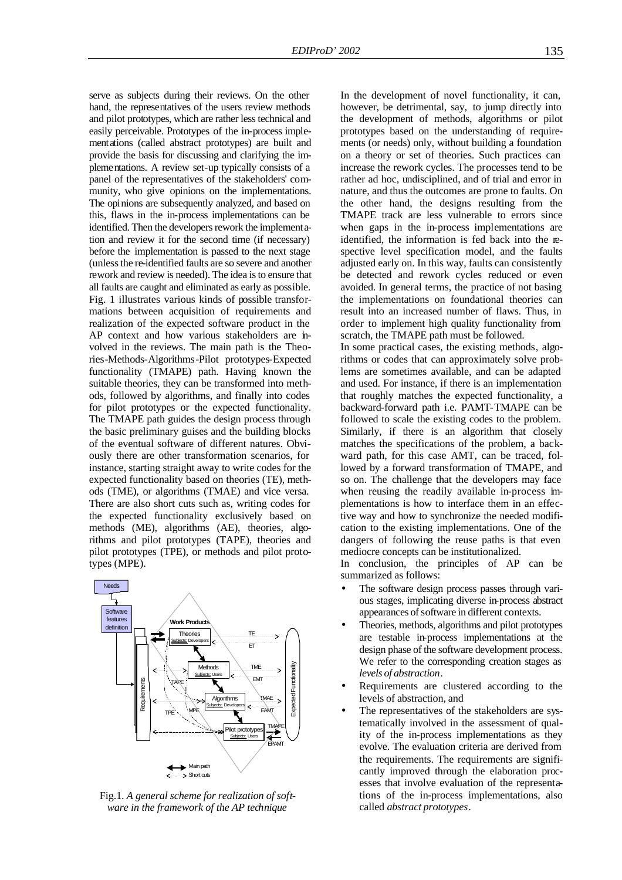serve as subjects during their reviews. On the other hand, the representatives of the users review methods and pilot prototypes, which are rather less technical and easily perceivable. Prototypes of the in-process implementations (called abstract prototypes) are built and provide the basis for discussing and clarifying the implementations. A review set-up typically consists of a panel of the representatives of the stakeholders' community, who give opinions on the implementations. The opinions are subsequently analyzed, and based on this, flaws in the in-process implementations can be identified. Then the developers rework the implementation and review it for the second time (if necessary) before the implementation is passed to the next stage (unless the re-identified faults are so severe and another rework and review is needed). The idea is to ensure that all faults are caught and eliminated as early as possible. Fig. 1 illustrates various kinds of possible transformations between acquisition of requirements and realization of the expected software product in the AP context and how various stakeholders are involved in the reviews. The main path is the Theories-Methods-Algorithms-Pilot prototypes-Expected functionality (TMAPE) path. Having known the suitable theories, they can be transformed into methods, followed by algorithms, and finally into codes for pilot prototypes or the expected functionality. The TMAPE path guides the design process through the basic preliminary guises and the building blocks of the eventual software of different natures. Obviously there are other transformation scenarios, for instance, starting straight away to write codes for the expected functionality based on theories (TE), methods (TME), or algorithms (TMAE) and vice versa. There are also short cuts such as, writing codes for the expected functionality exclusively based on methods (ME), algorithms (AE), theories, algorithms and pilot prototypes (TAPE), theories and pilot prototypes (TPE), or methods and pilot prototypes (MPE).

Fig.1. *A general scheme for realization of software in the framework of the AP technique*

In the development of novel functionality, it can, however, be detrimental, say, to jump directly into the development of methods, algorithms or pilot prototypes based on the understanding of requirements (or needs) only, without building a foundation on a theory or set of theories. Such practices can increase the rework cycles. The processes tend to be rather ad hoc, undisciplined, and of trial and error in nature, and thus the outcomes are prone to faults. On the other hand, the designs resulting from the TMAPE track are less vulnerable to errors since when gaps in the in-process implementations are identified, the information is fed back into the respective level specification model, and the faults adjusted early on. In this way, faults can consistently be detected and rework cycles reduced or even avoided. In general terms, the practice of not basing the implementations on foundational theories can result into an increased number of flaws. Thus, in order to implement high quality functionality from scratch, the TMAPE path must be followed.

In some practical cases, the existing methods, algorithms or codes that can approximately solve problems are sometimes available, and can be adapted and used. For instance, if there is an implementation that roughly matches the expected functionality, a backward-forward path i.e. PAMT-TMAPE can be followed to scale the existing codes to the problem. Similarly, if there is an algorithm that closely matches the specifications of the problem, a backward path, for this case AMT, can be traced, followed by a forward transformation of TMAPE, and so on. The challenge that the developers may face when reusing the readily available in-process implementations is how to interface them in an effective way and how to synchronize the needed modification to the existing implementations. One of the dangers of following the reuse paths is that even mediocre concepts can be institutionalized.

In conclusion, the principles of AP can be summarized as follows:

- The software design process passes through various stages, implicating diverse in-process abstract appearances of software in different contexts.
- Theories, methods, algorithms and pilot prototypes are testable in-process implementations at the design phase of the software development process. We refer to the corresponding creation stages as *levels of abstraction*.
- Requirements are clustered according to the levels of abstraction, and
- The representatives of the stakeholders are systematically involved in the assessment of quality of the in-process implementations as they evolve. The evaluation criteria are derived from the requirements. The requirements are significantly improved through the elaboration processes that involve evaluation of the representations of the in-process implementations, also called *abstract prototypes*.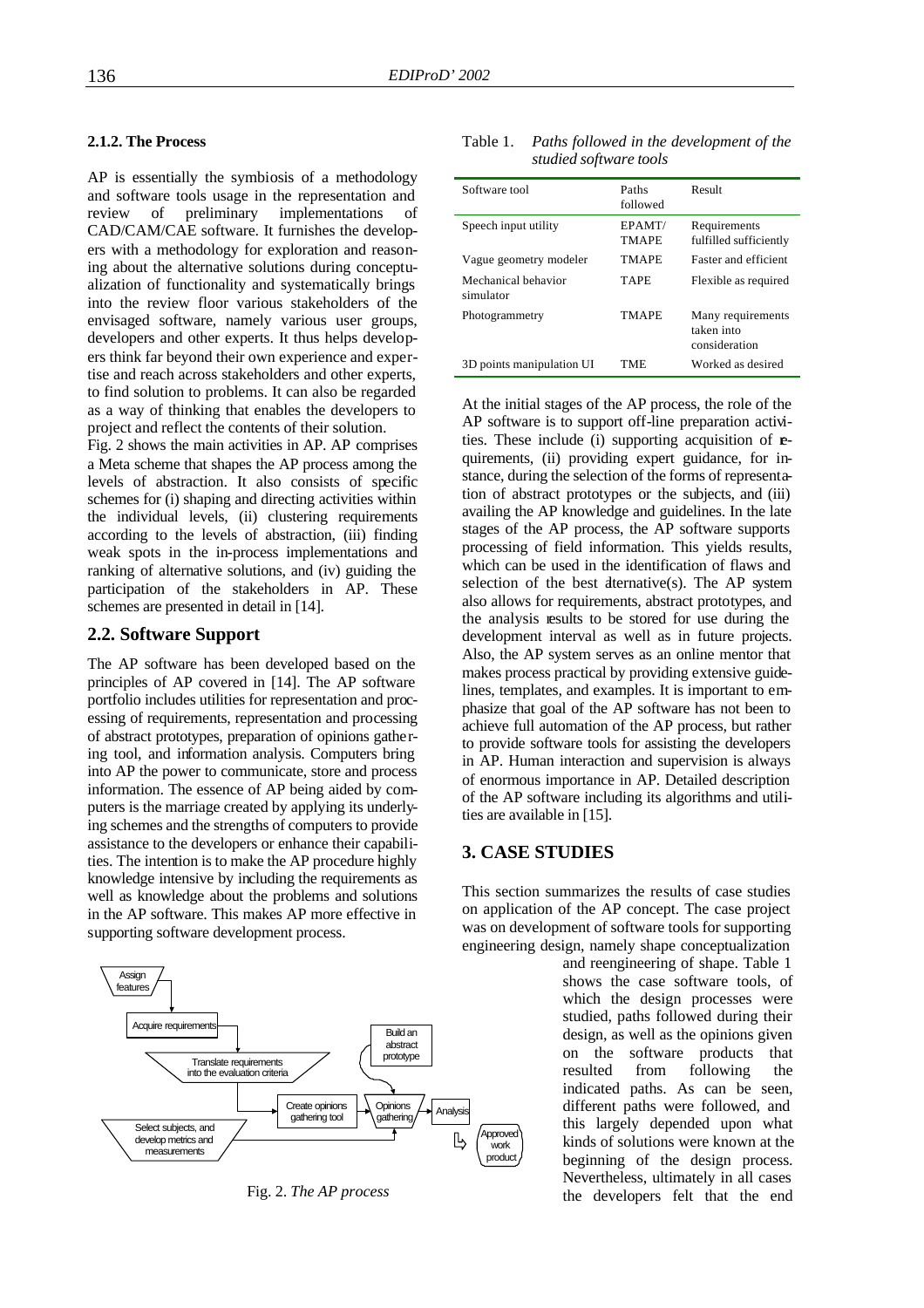#### 2.1.2. The Process

AP is essentially the symbiosis of a methodology and software tools usage in the representation and review of preliminary implementations of CAD/CAM/CAE software. It furnishes the developers with a methodology for exploration and reasoning about the alternative solutions during conceptualization of functionality and systematically brings into the review floor various stakeholders of the envisaged software, namely various user groups, developers and other experts. It thus helps developers think far beyond their own experience and expertise and reach across stakeholders and other experts, to find solution to problems. It can also be regarded as a way of thinking that enables the developers to project and reflect the contents of their solution.

Fig. 2 shows the main activities in AP. AP comprises a Meta scheme that shapes the AP process among the levels of abstraction. It also consists of specific schemes for (i) shaping and directing activities within the individual levels, (ii) clustering requirements according to the levels of abstraction, (iii) finding weak spots in the in-process implementations and ranking of alternative solutions, and (iv) guiding the participation of the stakeholders in AP. These schemes are presented in detail in [14].

### 2.2. Software Support

The AP software has been developed based on the principles of AP covered in [14]. The AP software portfolio includes utilities for representation and processing of requirements, representation and processing of abstract prototypes, preparation of opinions gathering tool, and information analysis. Computers bring into AP the power to communicate, store and process information. The essence of AP being aided by computers is the marriage created by applying its underlying schemes and the strengths of computers to provide assistance to the developers or enhance their capabilities. The intention is to make the AP procedure highly knowledge intensive by including the requirements as well as knowledge about the problems and solutions in the AP software. This makes AP more effective in supporting software development process.

Fig. 2. *The AP process*

Table 1. *Paths followed in the development of the studied software tools*

| Software tool | Paths followed | Result |
|---|---|---|
| Speech input utility | EPAMT/ TMAPE | Requirements fulfilled sufficiently |
| Vague geometry modeler | TMAPE | Faster and efficient |
| Mechanical behavior simulator | TAPE | Flexible as required |
| Photogrammetry | TMAPE | Many requirements taken into consideration |
| 3D points manipulation UI | TME | Worked as desired |

At the initial stages of the AP process, the role of the AP software is to support off-line preparation activities. These include (i) supporting acquisition of requirements, (ii) providing expert guidance, for instance, during the selection of the forms of representation of abstract prototypes or the subjects, and (iii) availing the AP knowledge and guidelines. In the late stages of the AP process, the AP software supports processing of field information. This yields results, which can be used in the identification of flaws and selection of the best alternative(s). The AP system also allows for requirements, abstract prototypes, and the analysis results to be stored for use during the development interval as well as in future projects. Also, the AP system serves as an online mentor that makes process practical by providing extensive guidelines, templates, and examples. It is important to emphasize that goal of the AP software has not been to achieve full automation of the AP process, but rather to provide software tools for assisting the developers in AP. Human interaction and supervision is always of enormous importance in AP. Detailed description of the AP software including its algorithms and utilities are available in [15].

## 3. CASE STUDIES

This section summarizes the results of case studies on application of the AP concept. The case project was on development of software tools for supporting engineering design, namely shape conceptualization and reengineering of shape. Table 1 shows the case software tools, of which the design processes were studied, paths followed during their design, as well as the opinions given on the software products that resulted from following the indicated paths. As can be seen, different paths were followed, and this largely depended upon what kinds of solutions were known at the beginning of the design process. Nevertheless, ultimately in all cases the developers felt that the end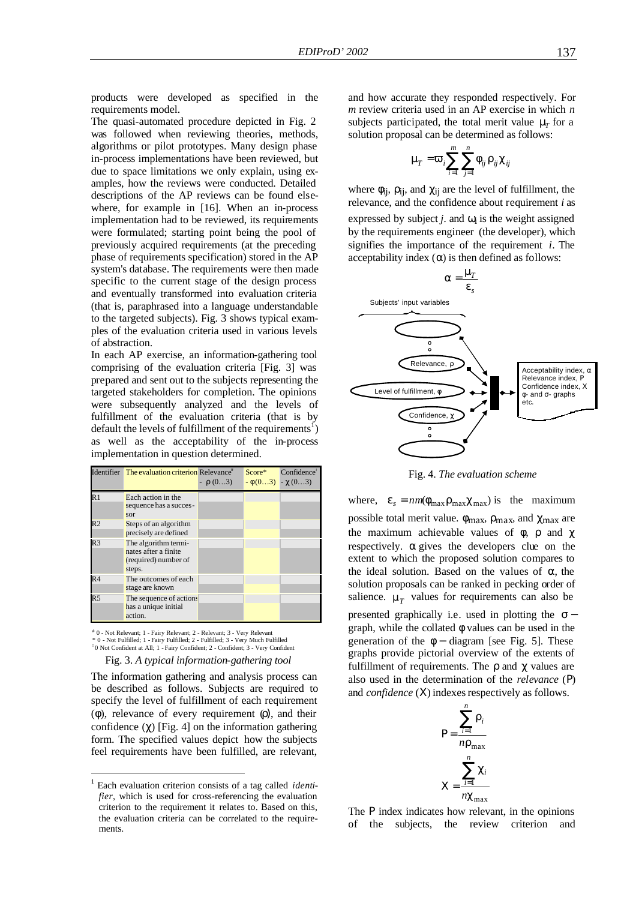products were developed as specified in the requirements model.

The quasi-automated procedure depicted in Fig. 2 was followed when reviewing theories, methods, algorithms or pilot prototypes. Many design phase in-process implementations have been reviewed, but due to space limitations we only explain, using examples, how the reviews were conducted. Detailed descriptions of the AP reviews can be found elsewhere, for example in [16]. When an in-process implementation had to be reviewed, its requirements were formulated; starting point being the pool of previously acquired requirements (at the preceding phase of requirements specification) stored in the AP system's database. The requirements were then made specific to the current stage of the design process and eventually transformed into evaluation criteria (that is, paraphrased into a language understandable to the targeted subjects). Fig. 3 shows typical examples of the evaluation criteria used in various levels of abstraction.

In each AP exercise, an information-gathering tool comprising of the evaluation criteria [Fig. 3] was prepared and sent out to the subjects representing the targeted stakeholders for completion. The opinions were subsequently analyzed and the levels of fulfillment of the evaluation criteria (that is by default the levels of fulfillment of the requirements[1]) as well as the acceptability of the in-process implementation in question determined.

| Identifier | The evaluation criterion | Relevance[#] - $\rho$ (0…3) | Score* - $\phi$(0…3) | Confidence[†] - $\chi$ (0…3) |
|---|---|---|---|---|
| R1 | Each action in the sequence has a successor | | | |
| R2 | Steps of an algorithm precisely are defined | | | |
| R3 | The algorithm terminates after a finite (required) number of steps. | | | |
| R4 | The outcomes of each stage are known | | | |
| R5 | The sequence of actions has a unique initial action. | | | |

[#] 0 - Not Relevant; 1 - Fairy Relevant; 2 - Relevant; 3 - Very Relevant
* 0 - Not Fulfilled; 1 - Fairy Fulfilled; 2 - Fulfilled; 3 - Very Much Fulfilled
[†] 0 Not Confident at All; 1 - Fairy Confident; 2 - Confident; 3 - Very Confident

Fig. 3. *A typical information-gathering tool*

The information gathering and analysis process can be described as follows. Subjects are required to specify the level of fulfillment of each requirement ($\phi$), relevance of every requirement ($\rho$), and their confidence ($\chi$) [Fig. 4] on the information gathering form. The specified values depict how the subjects feel requirements have been fulfilled, are relevant, and how accurate they responded respectively. For $m$ review criteria used in an AP exercise in which $n$ subjects participated, the total merit value $\mu_T$ for a solution proposal can be determined as follows:

$$\mu_T = \varpi_i \sum_{i=1}^{m} \sum_{j=1}^{n} \phi_{ij} \rho_{ij} \chi_{ij}$$

where $\phi_{ij}$, $\rho_{ij}$, and $\chi_{ij}$ are the level of fulfillment, the relevance, and the confidence about requirement $i$ as expressed by subject $j$. and $\omega_i$ is the weight assigned by the requirements engineer (the developer), which signifies the importance of the requirement $i$. The acceptability index ($\alpha$) is then defined as follows:

$$\alpha = \frac{\mu_T}{\varepsilon_s}$$

Subjects' input variables

Relevance, $\rho$

Level of fulfillment, $\phi$

Confidence, $\chi$

Acceptability index, $\alpha$
Relevance index, P
Confidence index, X
$\phi$- and $\sigma$- graphs
etc.

Fig. 4. *The evaluation scheme*

where, $\varepsilon_s = nm(\phi_{max}\rho_{max}\chi_{max})$ is the maximum possible total merit value. $\phi_{max}$, $\rho_{max}$, and $\chi_{max}$ are the maximum achievable values of $\phi$, $\rho$ and $\chi$ respectively. $\alpha$ gives the developers clue on the extent to which the proposed solution compares to the ideal solution. Based on the values of $\alpha$, the solution proposals can be ranked in pecking order of salience. $\mu_T$ values for requirements can also be presented graphically i.e. used in plotting the $\sigma-$graph, while the collated $\phi$ values can be used in the generation of the $\phi-$diagram [see Fig. 5]. These graphs provide pictorial overview of the extents of fulfillment of requirements. The $\rho$ and $\chi$ values are also used in the determination of the *relevance* (P) and *confidence* (X) indexes respectively as follows.

$$P = \frac{\sum_{i=1}^{n} \rho_i}{n\rho_{max}}$$

$$X = \frac{\sum_{i=1}^{n} \chi_i}{n\chi_{max}}$$

The P index indicates how relevant, in the opinions of the subjects, the review criterion and

[1] Each evaluation criterion consists of a tag called *identifier*, which is used for cross-referencing the evaluation criterion to the requirement it relates to. Based on this, the evaluation criteria can be correlated to the requirements.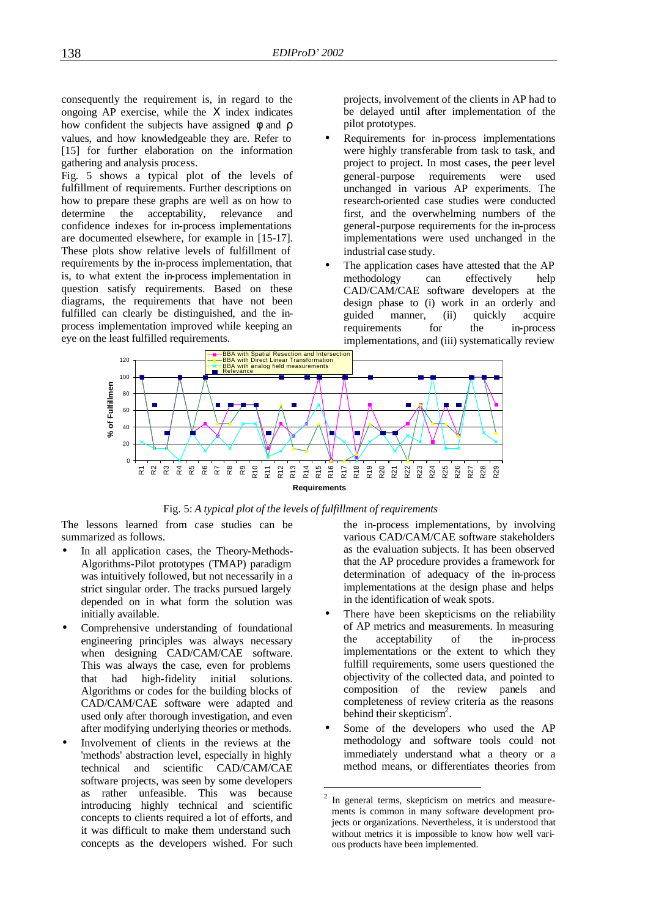consequently the requirement is, in regard to the ongoing AP exercise, while the Χ index indicates how confident the subjects have assigned φ and ρ values, and how knowledgeable they are. Refer to [15] for further elaboration on the information gathering and analysis process.

Fig. 5 shows a typical plot of the levels of fulfillment of requirements. Further descriptions on how to prepare these graphs are well as on how to determine the acceptability, relevance and confidence indexes for in-process implementations are documented elsewhere, for example in [15-17]. These plots show relative levels of fulfillment of requirements by the in-process implementation, that is, to what extent the in-process implementation in question satisfy requirements. Based on these diagrams, the requirements that have not been fulfilled can clearly be distinguished, and the in-process implementation improved while keeping an eye on the least fulfilled requirements.

Fig. 5: *A typical plot of the levels of fulfillment of requirements*

The lessons learned from case studies can be summarized as follows.

- In all application cases, the Theory-Methods-Algorithms-Pilot prototypes (TMAP) paradigm was intuitively followed, but not necessarily in a strict singular order. The tracks pursued largely depended on in what form the solution was initially available.
- Comprehensive understanding of foundational engineering principles was always necessary when designing CAD/CAM/CAE software. This was always the case, even for problems that had high-fidelity initial solutions. Algorithms or codes for the building blocks of CAD/CAM/CAE software were adapted and used only after thorough investigation, and even after modifying underlying theories or methods.
- Involvement of clients in the reviews at the 'methods' abstraction level, especially in highly technical and scientific CAD/CAM/CAE software projects, was seen by some developers as rather unfeasible. This was because introducing highly technical and scientific concepts to clients required a lot of efforts, and it was difficult to make them understand such concepts as the developers wished. For such projects, involvement of the clients in AP had to be delayed until after implementation of the pilot prototypes.
- Requirements for in-process implementations were highly transferable from task to task, and project to project. In most cases, the peer level general-purpose requirements were used unchanged in various AP experiments. The research-oriented case studies were conducted first, and the overwhelming numbers of the general-purpose requirements for the in-process implementations were used unchanged in the industrial case study.
- The application cases have attested that the AP methodology can effectively help CAD/CAM/CAE software developers at the design phase to (i) work in an orderly and guided manner, (ii) quickly acquire requirements for the in-process implementations, and (iii) systematically review the in-process implementations, by involving various CAD/CAM/CAE software stakeholders as the evaluation subjects. It has been observed that the AP procedure provides a framework for determination of adequacy of the in-process implementations at the design phase and helps in the identification of weak spots.
- There have been skepticisms on the reliability of AP metrics and measurements. In measuring the acceptability of the in-process implementations or the extent to which they fulfill requirements, some users questioned the objectivity of the collected data, and pointed to composition of the review panels and completeness of review criteria as the reasons behind their skepticism[2].
- Some of the developers who used the AP methodology and software tools could not immediately understand what a theory or a method means, or differentiates theories from

[2] In general terms, skepticism on metrics and measurements is common in many software development projects or organizations. Nevertheless, it is understood that without metrics it is impossible to know how well various products have been implemented.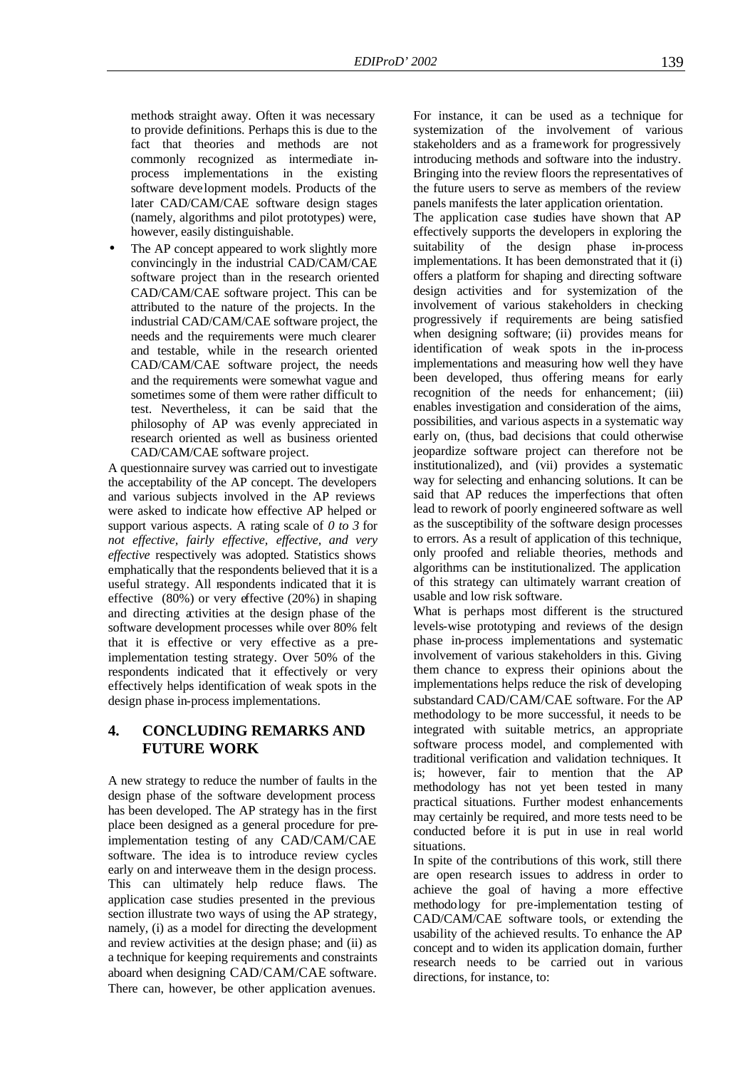methods straight away. Often it was necessary to provide definitions. Perhaps this is due to the fact that theories and methods are not commonly recognized as intermediate in-process implementations in the existing software development models. Products of the later CAD/CAM/CAE software design stages (namely, algorithms and pilot prototypes) were, however, easily distinguishable.

- The AP concept appeared to work slightly more convincingly in the industrial CAD/CAM/CAE software project than in the research oriented CAD/CAM/CAE software project. This can be attributed to the nature of the projects. In the industrial CAD/CAM/CAE software project, the needs and the requirements were much clearer and testable, while in the research oriented CAD/CAM/CAE software project, the needs and the requirements were somewhat vague and sometimes some of them were rather difficult to test. Nevertheless, it can be said that the philosophy of AP was evenly appreciated in research oriented as well as business oriented CAD/CAM/CAE software project.

A questionnaire survey was carried out to investigate the acceptability of the AP concept. The developers and various subjects involved in the AP reviews were asked to indicate how effective AP helped or support various aspects. A rating scale of *0 to 3* for *not effective, fairly effective, effective, and very effective* respectively was adopted. Statistics shows emphatically that the respondents believed that it is a useful strategy. All respondents indicated that it is effective (80%) or very effective (20%) in shaping and directing activities at the design phase of the software development processes while over 80% felt that it is effective or very effective as a pre-implementation testing strategy. Over 50% of the respondents indicated that it effectively or very effectively helps identification of weak spots in the design phase in-process implementations.

## 4. CONCLUDING REMARKS AND FUTURE WORK

A new strategy to reduce the number of faults in the design phase of the software development process has been developed. The AP strategy has in the first place been designed as a general procedure for pre-implementation testing of any CAD/CAM/CAE software. The idea is to introduce review cycles early on and interweave them in the design process. This can ultimately help reduce flaws. The application case studies presented in the previous section illustrate two ways of using the AP strategy, namely, (i) as a model for directing the development and review activities at the design phase; and (ii) as a technique for keeping requirements and constraints aboard when designing CAD/CAM/CAE software. There can, however, be other application avenues. For instance, it can be used as a technique for systemization of the involvement of various stakeholders and as a framework for progressively introducing methods and software into the industry. Bringing into the review floors the representatives of the future users to serve as members of the review panels manifests the later application orientation.

The application case studies have shown that AP effectively supports the developers in exploring the suitability of the design phase in-process implementations. It has been demonstrated that it (i) offers a platform for shaping and directing software design activities and for systemization of the involvement of various stakeholders in checking progressively if requirements are being satisfied when designing software; (ii) provides means for identification of weak spots in the in-process implementations and measuring how well they have been developed, thus offering means for early recognition of the needs for enhancement; (iii) enables investigation and consideration of the aims, possibilities, and various aspects in a systematic way early on, (thus, bad decisions that could otherwise jeopardize software project can therefore not be institutionalized), and (vii) provides a systematic way for selecting and enhancing solutions. It can be said that AP reduces the imperfections that often lead to rework of poorly engineered software as well as the susceptibility of the software design processes to errors. As a result of application of this technique, only proofed and reliable theories, methods and algorithms can be institutionalized. The application of this strategy can ultimately warrant creation of usable and low risk software.

What is perhaps most different is the structured levels-wise prototyping and reviews of the design phase in-process implementations and systematic involvement of various stakeholders in this. Giving them chance to express their opinions about the implementations helps reduce the risk of developing substandard CAD/CAM/CAE software. For the AP methodology to be more successful, it needs to be integrated with suitable metrics, an appropriate software process model, and complemented with traditional verification and validation techniques. It is; however, fair to mention that the AP methodology has not yet been tested in many practical situations. Further modest enhancements may certainly be required, and more tests need to be conducted before it is put in use in real world situations.

In spite of the contributions of this work, still there are open research issues to address in order to achieve the goal of having a more effective methodology for pre-implementation testing of CAD/CAM/CAE software tools, or extending the usability of the achieved results. To enhance the AP concept and to widen its application domain, further research needs to be carried out in various directions, for instance, to: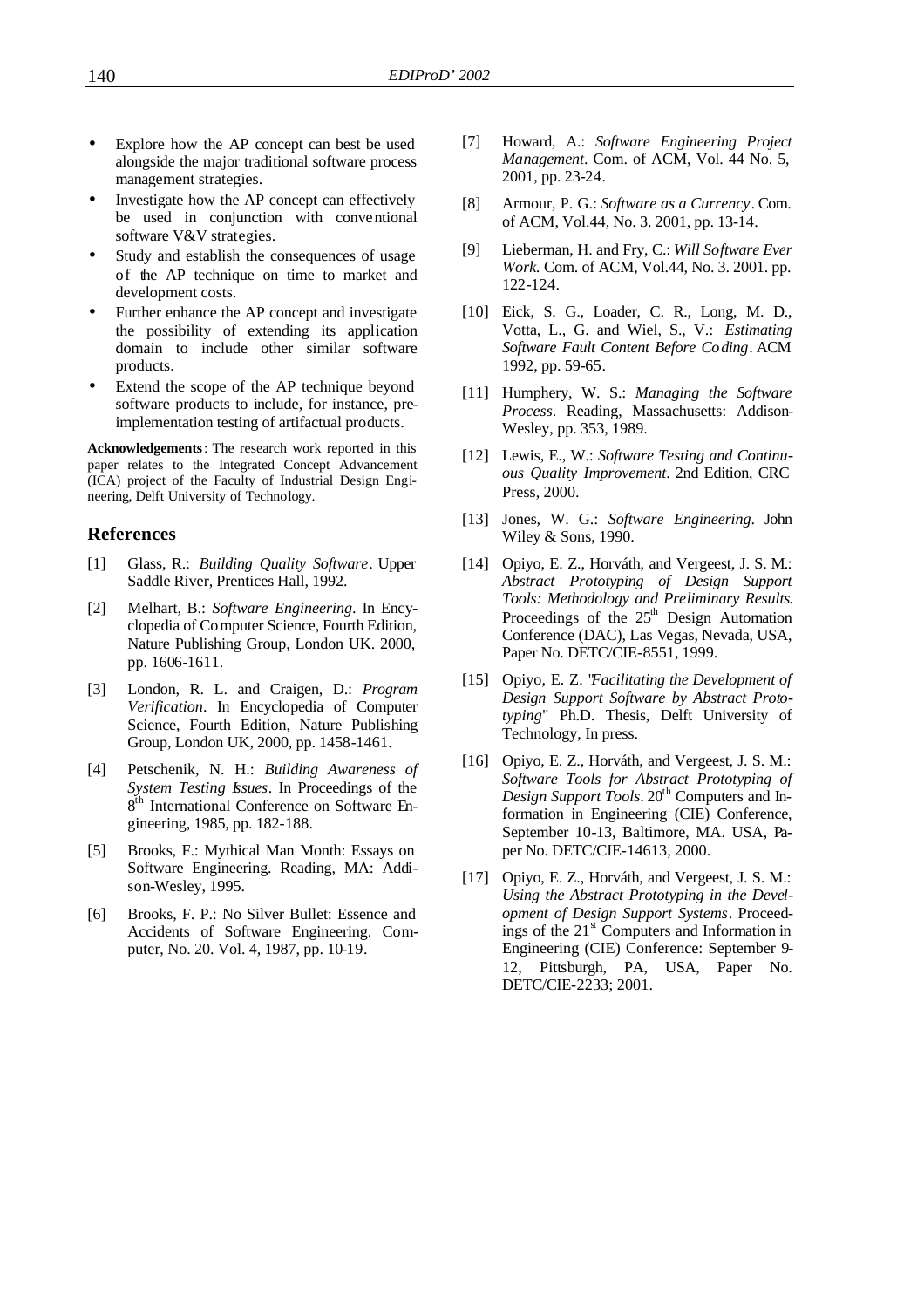- Explore how the AP concept can best be used alongside the major traditional software process management strategies.
- Investigate how the AP concept can effectively be used in conjunction with conventional software V&V strategies.
- Study and establish the consequences of usage of the AP technique on time to market and development costs.
- Further enhance the AP concept and investigate the possibility of extending its application domain to include other similar software products.
- Extend the scope of the AP technique beyond software products to include, for instance, pre-implementation testing of artifactual products.

**Acknowledgements**: The research work reported in this paper relates to the Integrated Concept Advancement (ICA) project of the Faculty of Industrial Design Engineering, Delft University of Technology.

## References

[1] Glass, R.: *Building Quality Software*. Upper Saddle River, Prentices Hall, 1992.

[2] Melhart, B.: *Software Engineering*. In Encyclopedia of Computer Science, Fourth Edition, Nature Publishing Group, London UK. 2000, pp. 1606-1611.

[3] London, R. L. and Craigen, D.: *Program Verification*. In Encyclopedia of Computer Science, Fourth Edition, Nature Publishing Group, London UK, 2000, pp. 1458-1461.

[4] Petschenik, N. H.: *Building Awareness of System Testing Issues*. In Proceedings of the 8th International Conference on Software Engineering, 1985, pp. 182-188.

[5] Brooks, F.: Mythical Man Month: Essays on Software Engineering. Reading, MA: Addison-Wesley, 1995.

[6] Brooks, F. P.: No Silver Bullet: Essence and Accidents of Software Engineering. Computer, No. 20. Vol. 4, 1987, pp. 10-19.

[7] Howard, A.: *Software Engineering Project Management*. Com. of ACM, Vol. 44 No. 5, 2001, pp. 23-24.

[8] Armour, P. G.: *Software as a Currency*. Com. of ACM, Vol.44, No. 3. 2001, pp. 13-14.

[9] Lieberman, H. and Fry, C.: *Will Software Ever Work*. Com. of ACM, Vol.44, No. 3. 2001. pp. 122-124.

[10] Eick, S. G., Loader, C. R., Long, M. D., Votta, L., G. and Wiel, S., V.: *Estimating Software Fault Content Before Coding*. ACM 1992, pp. 59-65.

[11] Humphery, W. S.: *Managing the Software Process*. Reading, Massachusetts: Addison-Wesley, pp. 353, 1989.

[12] Lewis, E., W.: *Software Testing and Continuous Quality Improvement*. 2nd Edition, CRC Press, 2000.

[13] Jones, W. G.: *Software Engineering*. John Wiley & Sons, 1990.

[14] Opiyo, E. Z., Horváth, and Vergeest, J. S. M.: *Abstract Prototyping of Design Support Tools: Methodology and Preliminary Results*. Proceedings of the 25th Design Automation Conference (DAC), Las Vegas, Nevada, USA, Paper No. DETC/CIE-8551, 1999.

[15] Opiyo, E. Z. "*Facilitating the Development of Design Support Software by Abstract Prototyping*" Ph.D. Thesis, Delft University of Technology, In press.

[16] Opiyo, E. Z., Horváth, and Vergeest, J. S. M.: *Software Tools for Abstract Prototyping of Design Support Tools*. 20th Computers and Information in Engineering (CIE) Conference, September 10-13, Baltimore, MA. USA, Paper No. DETC/CIE-14613, 2000.

[17] Opiyo, E. Z., Horváth, and Vergeest, J. S. M.: *Using the Abstract Prototyping in the Development of Design Support Systems*. Proceedings of the 21st Computers and Information in Engineering (CIE) Conference: September 9-12, Pittsburgh, PA, USA, Paper No. DETC/CIE-2233; 2001.